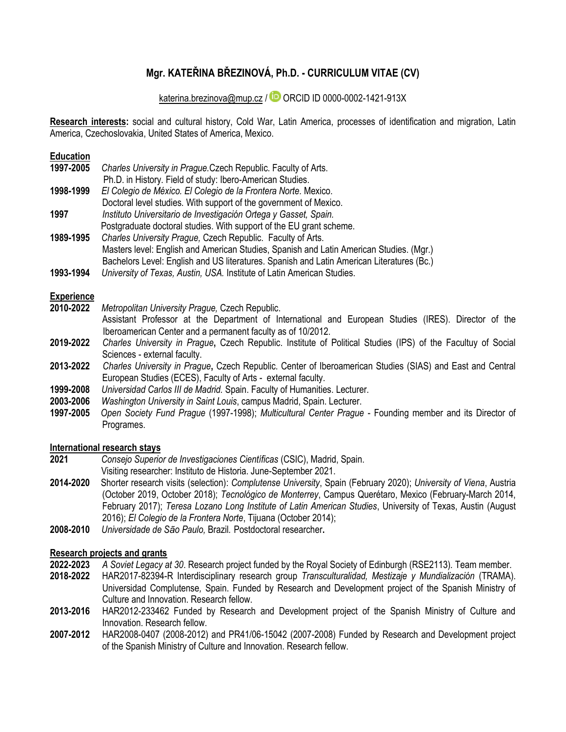# Mgr. KATEŘINA BŘEZINOVÁ, Ph.D. - CURRICULUM VITAE (CV)

katerina.brezinova@mup.cz / ORCID ID 0000-0002-1421-913X

**Research interests:** social and cultural history, Cold War, Latin America, processes of identification and migration, Latin America, Czechoslovakia, United States of America, Mexico.

## Education

**1997-2005** *Charles University in Prague.* Czech Republic. Faculty of Arts.
Ph.D. in History. Field of study: Ibero-American Studies.

**1998-1999** *El Colegio de México. El Colegio de la Frontera Norte.* Mexico.
Doctoral level studies. With support of the government of Mexico.

**1997** *Instituto Universitario de Investigación Ortega y Gasset, Spain.*
Postgraduate doctoral studies. With support of the EU grant scheme.

**1989-1995** *Charles University Prague,* Czech Republic. Faculty of Arts.
Masters level: English and American Studies, Spanish and Latin American Studies. (Mgr.)
Bachelors Level: English and US literatures. Spanish and Latin American Literatures (Bc.)

**1993-1994** *University of Texas, Austin, USA.* Institute of Latin American Studies.

## Experience

**2010-2022** *Metropolitan University Prague,* Czech Republic.
Assistant Professor at the Department of International and European Studies (IRES). Director of the Iberoamerican Center and a permanent faculty as of 10/2012.

**2019-2022** *Charles University in Prague***,** Czech Republic. Institute of Political Studies (IPS) of the Facultuy of Social Sciences - external faculty.

**2013-2022** *Charles University in Prague***,** Czech Republic. Center of Iberoamerican Studies (SIAS) and East and Central European Studies (ECES), Faculty of Arts - external faculty.

**1999-2008** *Universidad Carlos III de Madrid.* Spain. Faculty of Humanities. Lecturer.

**2003-2006** *Washington University in Saint Louis*, campus Madrid, Spain. Lecturer.

**1997-2005** *Open Society Fund Prague* (1997-1998); *Multicultural Center Prague* - Founding member and its Director of Programes.

## International research stays

**2021** *Consejo Superior de Investigaciones Científicas* (CSIC), Madrid, Spain.
Visiting researcher: Instituto de Historia. June-September 2021.

**2014-2020** Shorter research visits (selection): *Complutense University*, Spain (February 2020); *University of Viena*, Austria (October 2019, October 2018); *Tecnológico de Monterrey*, Campus Querétaro, Mexico (February-March 2014, February 2017); *Teresa Lozano Long Institute of Latin American Studies*, University of Texas, Austin (August 2016); *El Colegio de la Frontera Norte*, Tijuana (October 2014);

**2008-2010** *Universidade de São Paulo,* Brazil. Postdoctoral researcher**.**

## Research projects and grants

**2022-2023** *A Soviet Legacy at 30*. Research project funded by the Royal Society of Edinburgh (RSE2113). Team member.

**2018-2022** HAR2017-82394-R Interdisciplinary research group *Transculturalidad, Mestizaje y Mundialización* (TRAMA). Universidad Complutense*,* Spain. Funded by Research and Development project of the Spanish Ministry of Culture and Innovation. Research fellow.

**2013-2016** HAR2012-233462 Funded by Research and Development project of the Spanish Ministry of Culture and Innovation. Research fellow.

**2007-2012** HAR2008-0407 (2008-2012) and PR41/06-15042 (2007-2008) Funded by Research and Development project of the Spanish Ministry of Culture and Innovation. Research fellow.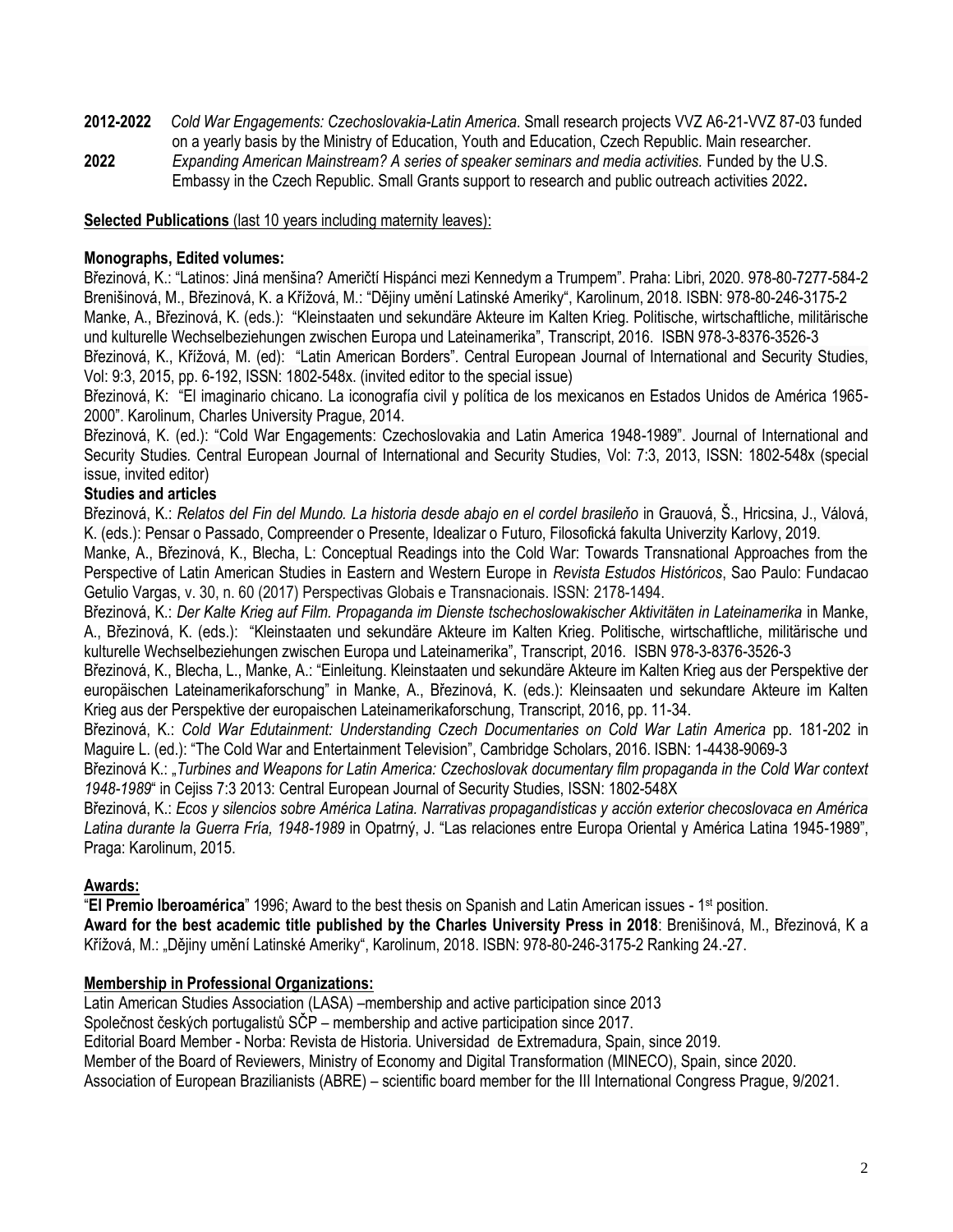**2012-2022** *Cold War Engagements: Czechoslovakia-Latin America*. Small research projects VVZ A6-21-VVZ 87-03 funded on a yearly basis by the Ministry of Education, Youth and Education, Czech Republic. Main researcher.

**2022** *Expanding American Mainstream? A series of speaker seminars and media activities.* Funded by the U.S. Embassy in the Czech Republic. Small Grants support to research and public outreach activities 2022**.**

**Selected Publications** (last 10 years including maternity leaves):

**Monographs, Edited volumes:**

Březinová, K.: "Latinos: Jiná menšina? Američtí Hispánci mezi Kennedym a Trumpem". Praha: Libri, 2020. 978-80-7277-584-2

Brenišinová, M., Březinová, K. a Křížová, M.: "Dějiny umění Latinské Ameriky", Karolinum, 2018. ISBN: 978-80-246-3175-2

Manke, A., Březinová, K. (eds.): "Kleinstaaten und sekundäre Akteure im Kalten Krieg. Politische, wirtschaftliche, militärische und kulturelle Wechselbeziehungen zwischen Europa und Lateinamerika", Transcript, 2016. ISBN 978-3-8376-3526-3

Březinová, K., Křížová, M. (ed): "Latin American Borders". Central European Journal of International and Security Studies, Vol: 9:3, 2015, pp. 6-192, ISSN: 1802-548x. (invited editor to the special issue)

Březinová, K: "El imaginario chicano. La iconografía civil y política de los mexicanos en Estados Unidos de América 1965-2000". Karolinum, Charles University Prague, 2014.

Březinová, K. (ed.): "Cold War Engagements: Czechoslovakia and Latin America 1948-1989". Journal of International and Security Studies. Central European Journal of International and Security Studies, Vol: 7:3, 2013, ISSN: 1802-548x (special issue, invited editor)

**Studies and articles**

Březinová, K.: *Relatos del Fin del Mundo. La historia desde abajo en el cordel brasileño* in Grauová, Š., Hricsina, J., Válová, K. (eds.): Pensar o Passado, Compreender o Presente, Idealizar o Futuro, Filosofická fakulta Univerzity Karlovy, 2019.

Manke, A., Březinová, K., Blecha, L: Conceptual Readings into the Cold War: Towards Transnational Approaches from the Perspective of Latin American Studies in Eastern and Western Europe in *Revista Estudos Históricos*, Sao Paulo: Fundacao Getulio Vargas, v. 30, n. 60 (2017) Perspectivas Globais e Transnacionais. ISSN: 2178-1494.

Březinová, K.: *Der Kalte Krieg auf Film. Propaganda im Dienste tschechoslowakischer Aktivitäten in Lateinamerika* in Manke, A., Březinová, K. (eds.): "Kleinstaaten und sekundäre Akteure im Kalten Krieg. Politische, wirtschaftliche, militärische und kulturelle Wechselbeziehungen zwischen Europa und Lateinamerika", Transcript, 2016. ISBN 978-3-8376-3526-3

Březinová, K., Blecha, L., Manke, A.: "Einleitung. Kleinstaaten und sekundäre Akteure im Kalten Krieg aus der Perspektive der europäischen Lateinamerikaforschung" in Manke, A., Březinová, K. (eds.): Kleinsaaten und sekundare Akteure im Kalten Krieg aus der Perspektive der europaischen Lateinamerikaforschung, Transcript, 2016, pp. 11-34.

Březinová, K.: *Cold War Edutainment: Understanding Czech Documentaries on Cold War Latin America* pp. 181-202 in Maguire L. (ed.): "The Cold War and Entertainment Television", Cambridge Scholars, 2016. ISBN: 1-4438-9069-3

Březinová K.: „*Turbines and Weapons for Latin America: Czechoslovak documentary film propaganda in the Cold War context 1948-1989*" in Cejiss 7:3 2013: Central European Journal of Security Studies, ISSN: 1802-548X

Březinová, K.: *Ecos y silencios sobre América Latina. Narrativas propagandísticas y acción exterior checoslovaca en América Latina durante la Guerra Fría, 1948-1989* in Opatrný, J. "Las relaciones entre Europa Oriental y América Latina 1945-1989", Praga: Karolinum, 2015.

**Awards:**

"**El Premio Iberoamérica**" 1996; Award to the best thesis on Spanish and Latin American issues - 1st position.

**Award for the best academic title published by the Charles University Press in 2018**: Brenišinová, M., Březinová, K a Křížová, M.: „Dějiny umění Latinské Ameriky", Karolinum, 2018. ISBN: 978-80-246-3175-2 Ranking 24.-27.

**Membership in Professional Organizations:**

Latin American Studies Association (LASA) –membership and active participation since 2013

Společnost českých portugalistů SČP – membership and active participation since 2017.

Editorial Board Member - Norba: Revista de Historia. Universidad de Extremadura, Spain, since 2019.

Member of the Board of Reviewers, Ministry of Economy and Digital Transformation (MINECO), Spain, since 2020.

Association of European Brazilianists (ABRE) – scientific board member for the III International Congress Prague, 9/2021.